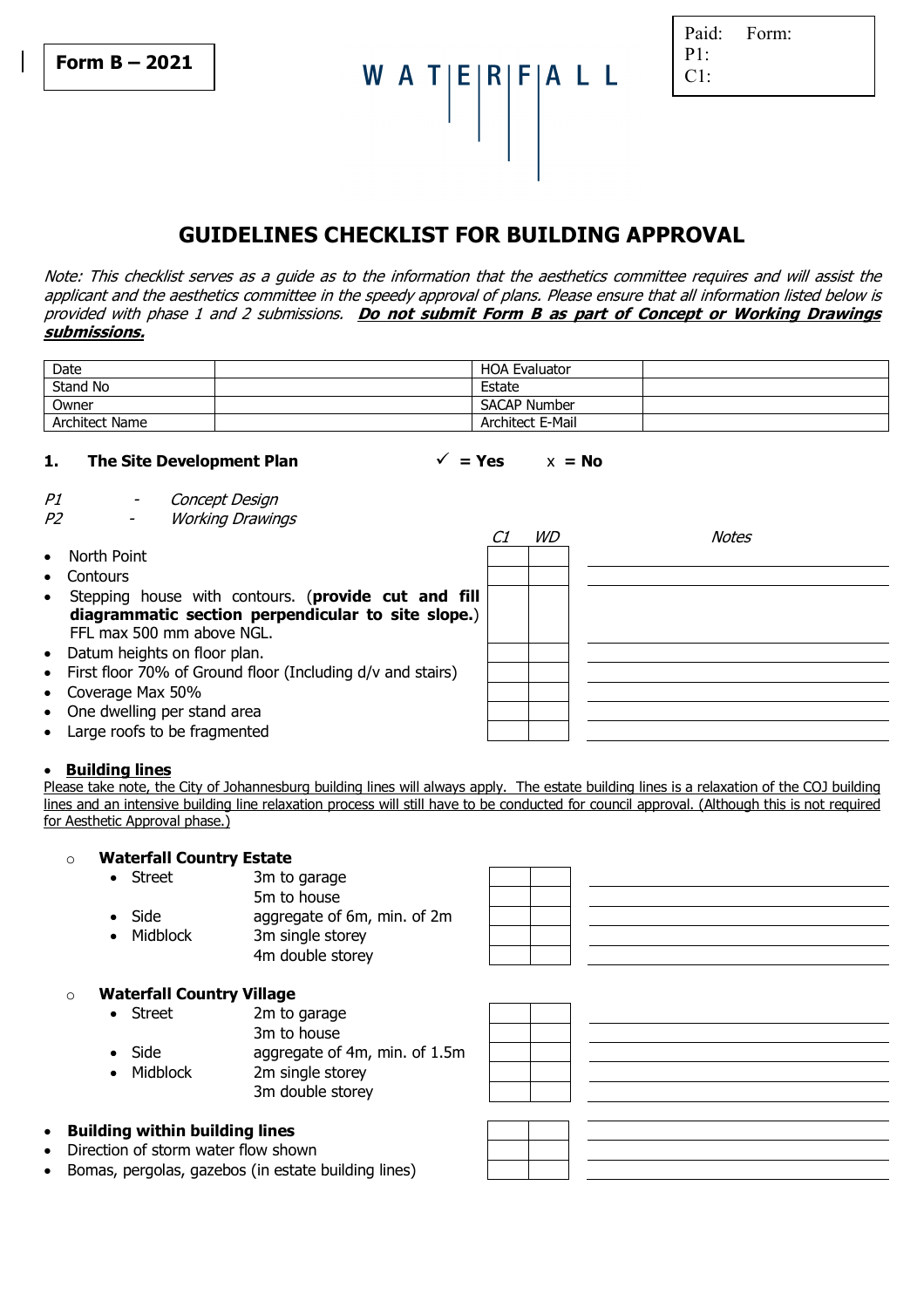**Form B – 2021**

W A T E R F A L L

Paid: Form:
P1:
C1:

# GUIDELINES CHECKLIST FOR BUILDING APPROVAL

*Note: This checklist serves as a guide as to the information that the aesthetics committee requires and will assist the applicant and the aesthetics committee in the speedy approval of plans. Please ensure that all information listed below is provided with phase 1 and 2 submissions.* ***Do not submit Form B as part of Concept or Working Drawings submissions.***

| Date | | HOA Evaluator | |
|---|---|---|---|
| Stand No | | Estate | |
| Owner | | SACAP Number | |
| Architect Name | | Architect E-Mail | |

## 1. The Site Development Plan

✓ **= Yes** x **= No**

*P1 - Concept Design*
*P2 - Working Drawings*

| | *C1* | *WD* | *Notes* |
|---|---|---|---|
| • North Point | | | |
| • Contours | | | |
| • Stepping house with contours. (**provide cut and fill diagrammatic section perpendicular to site slope.**) FFL max 500 mm above NGL. | | | |
| • Datum heights on floor plan. | | | |
| • First floor 70% of Ground floor (Including d/v and stairs) | | | |
| • Coverage Max 50% | | | |
| • One dwelling per stand area | | | |
| • Large roofs to be fragmented | | | |

- **Building lines**

Please take note, the City of Johannesburg building lines will always apply. The estate building lines is a relaxation of the COJ building lines and an intensive building line relaxation process will still have to be conducted for council approval. (Although this is not required for Aesthetic Approval phase.)

- **Waterfall Country Estate**

| | | C1 | WD | Notes |
|---|---|---|---|---|
| • Street | 3m to garage | | | |
| | 5m to house | | | |
| • Side | aggregate of 6m, min. of 2m | | | |
| • Midblock | 3m single storey | | | |
| | 4m double storey | | | |

- **Waterfall Country Village**

| | | C1 | WD | Notes |
|---|---|---|---|---|
| • Street | 2m to garage | | | |
| | 3m to house | | | |
| • Side | aggregate of 4m, min. of 1.5m | | | |
| • Midblock | 2m single storey | | | |
| | 3m double storey | | | |

| | C1 | WD | Notes |
|---|---|---|---|
| • **Building within building lines** | | | |
| • Direction of storm water flow shown | | | |
| • Bomas, pergolas, gazebos (in estate building lines) | | | |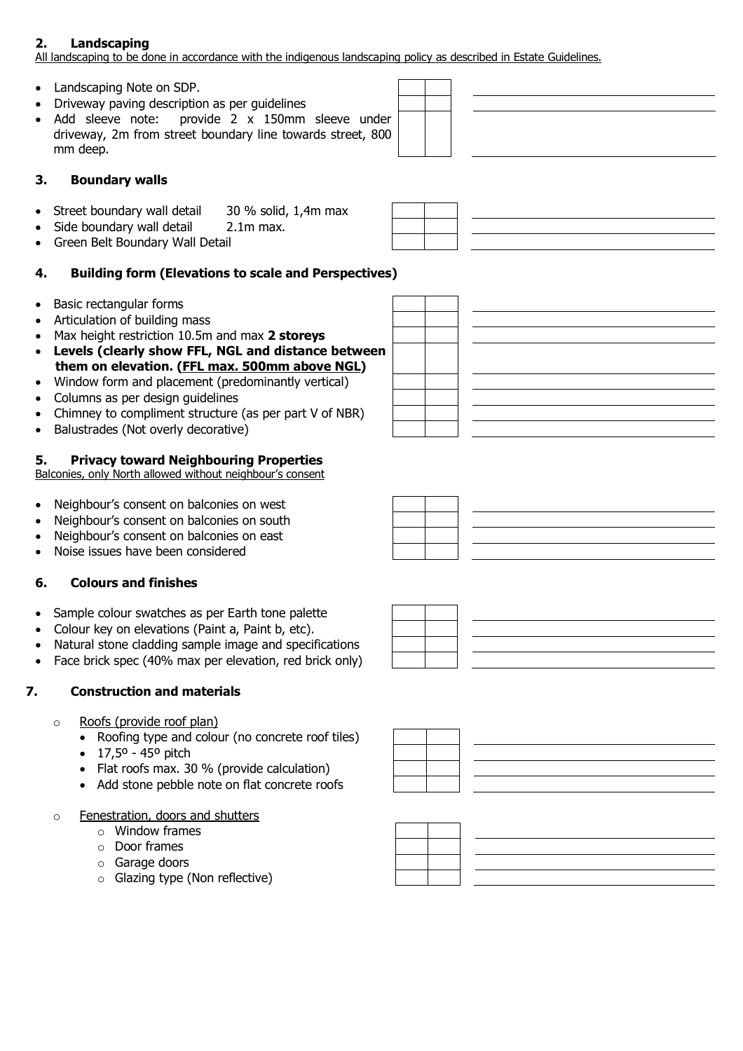## 2. Landscaping

All landscaping to be done in accordance with the indigenous landscaping policy as described in Estate Guidelines.

- Landscaping Note on SDP.
- Driveway paving description as per guidelines
- Add sleeve note: provide 2 x 150mm sleeve under driveway, 2m from street boundary line towards street, 800 mm deep.

## 3. Boundary walls

- Street boundary wall detail 30 % solid, 1,4m max
- Side boundary wall detail 2.1m max.
- Green Belt Boundary Wall Detail

## 4. Building form (Elevations to scale and Perspectives)

- Basic rectangular forms
- Articulation of building mass
- Max height restriction 10.5m and max **2 storeys**
- **Levels (clearly show FFL, NGL and distance between them on elevation. (FFL max. 500mm above NGL)**
- Window form and placement (predominantly vertical)
- Columns as per design guidelines
- Chimney to compliment structure (as per part V of NBR)
- Balustrades (Not overly decorative)

## 5. Privacy toward Neighbouring Properties

Balconies, only North allowed without neighbour's consent

- Neighbour's consent on balconies on west
- Neighbour's consent on balconies on south
- Neighbour's consent on balconies on east
- Noise issues have been considered

## 6. Colours and finishes

- Sample colour swatches as per Earth tone palette
- Colour key on elevations (Paint a, Paint b, etc).
- Natural stone cladding sample image and specifications
- Face brick spec (40% max per elevation, red brick only)

## 7. Construction and materials

- Roofs (provide roof plan)
  - Roofing type and colour (no concrete roof tiles)
  - 17,5º - 45º pitch
  - Flat roofs max. 30 % (provide calculation)
  - Add stone pebble note on flat concrete roofs
- Fenestration, doors and shutters
  - Window frames
  - Door frames
  - Garage doors
  - Glazing type (Non reflective)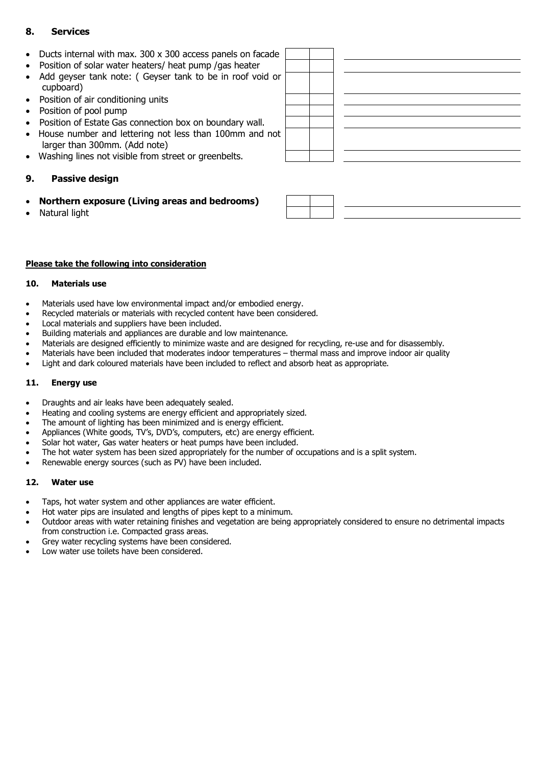## 8. Services

| Item | | | |
|---|---|---|---|
| Ducts internal with max. 300 x 300 access panels on facade | | | |
| Position of solar water heaters/ heat pump /gas heater | | | |
| Add geyser tank note: ( Geyser tank to be in roof void or cupboard) | | | |
| Position of air conditioning units | | | |
| Position of pool pump | | | |
| Position of Estate Gas connection box on boundary wall. | | | |
| House number and lettering not less than 100mm and not larger than 300mm. (Add note) | | | |
| Washing lines not visible from street or greenbelts. | | | |

## 9. Passive design

| Item | | | |
|---|---|---|---|
| **Northern exposure (Living areas and bedrooms)** | | | |
| Natural light | | | |

**Please take the following into consideration**

### 10. Materials use

- Materials used have low environmental impact and/or embodied energy.
- Recycled materials or materials with recycled content have been considered.
- Local materials and suppliers have been included.
- Building materials and appliances are durable and low maintenance.
- Materials are designed efficiently to minimize waste and are designed for recycling, re-use and for disassembly.
- Materials have been included that moderates indoor temperatures – thermal mass and improve indoor air quality
- Light and dark coloured materials have been included to reflect and absorb heat as appropriate.

### 11. Energy use

- Draughts and air leaks have been adequately sealed.
- Heating and cooling systems are energy efficient and appropriately sized.
- The amount of lighting has been minimized and is energy efficient.
- Appliances (White goods, TV's, DVD's, computers, etc) are energy efficient.
- Solar hot water, Gas water heaters or heat pumps have been included.
- The hot water system has been sized appropriately for the number of occupations and is a split system.
- Renewable energy sources (such as PV) have been included.

### 12. Water use

- Taps, hot water system and other appliances are water efficient.
- Hot water pips are insulated and lengths of pipes kept to a minimum.
- Outdoor areas with water retaining finishes and vegetation are being appropriately considered to ensure no detrimental impacts from construction i.e. Compacted grass areas.
- Grey water recycling systems have been considered.
- Low water use toilets have been considered.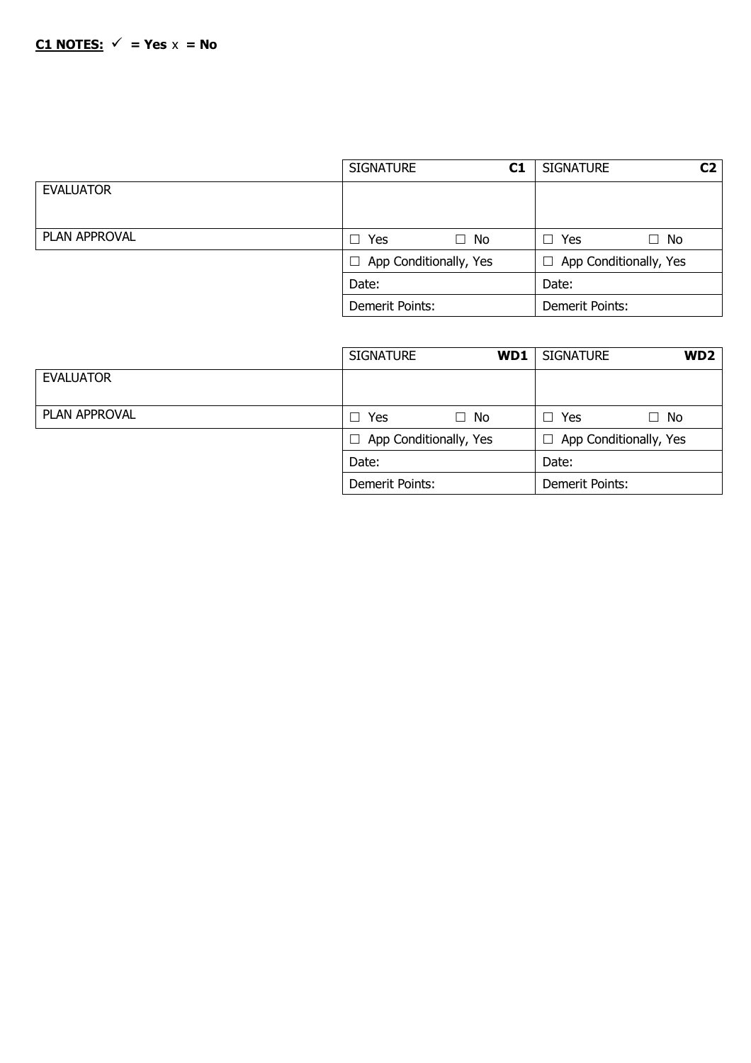**C1 NOTES:** ✓ **= Yes** x **= No**

| | SIGNATURE **C1** | SIGNATURE **C2** |
|---|---|---|
| EVALUATOR | | |
| PLAN APPROVAL | ☐ Yes ☐ No | ☐ Yes ☐ No |
| | ☐ App Conditionally, Yes | ☐ App Conditionally, Yes |
| | Date: | Date: |
| | Demerit Points: | Demerit Points: |

| | SIGNATURE **WD1** | SIGNATURE **WD2** |
|---|---|---|
| EVALUATOR | | |
| PLAN APPROVAL | ☐ Yes ☐ No | ☐ Yes ☐ No |
| | ☐ App Conditionally, Yes | ☐ App Conditionally, Yes |
| | Date: | Date: |
| | Demerit Points: | Demerit Points: |